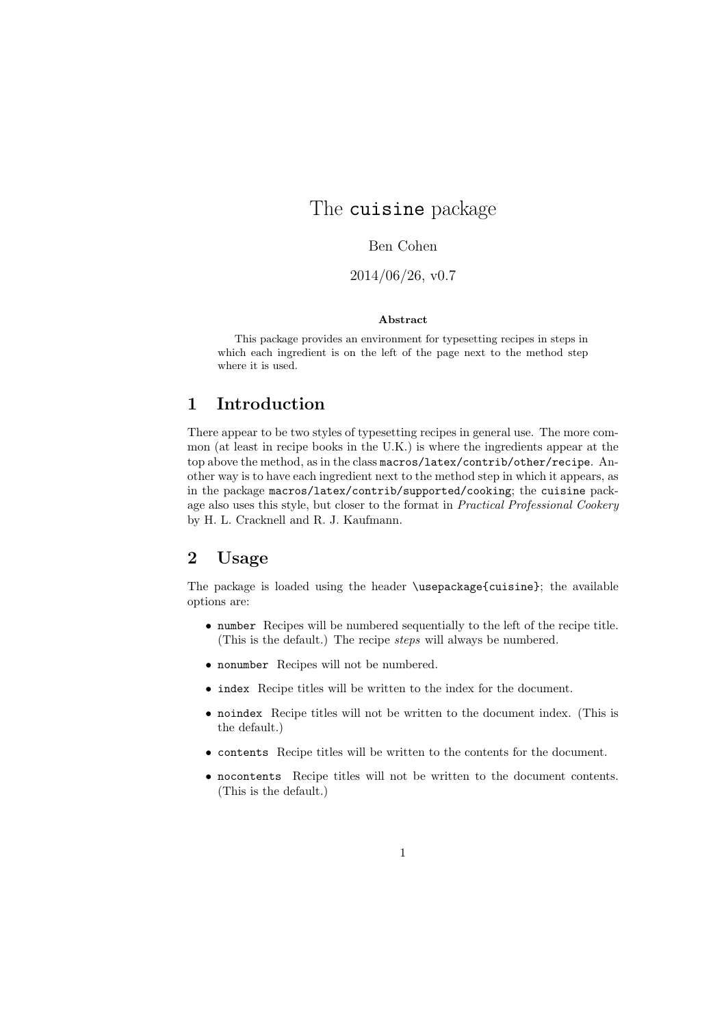# The `cuisine` package

Ben Cohen

2014/06/26, v0.7

**Abstract**

This package provides an environment for typesetting recipes in steps in which each ingredient is on the left of the page next to the method step where it is used.

## 1 Introduction

There appear to be two styles of typesetting recipes in general use. The more common (at least in recipe books in the U.K.) is where the ingredients appear at the top above the method, as in the class `macros/latex/contrib/other/recipe`. Another way is to have each ingredient next to the method step in which it appears, as in the package `macros/latex/contrib/supported/cooking`; the `cuisine` package also uses this style, but closer to the format in *Practical Professional Cookery* by H. L. Cracknell and R. J. Kaufmann.

## 2 Usage

The package is loaded using the header `\usepackage{cuisine}`; the available options are:

- `number` Recipes will be numbered sequentially to the left of the recipe title. (This is the default.) The recipe *steps* will always be numbered.
- `nonumber` Recipes will not be numbered.
- `index` Recipe titles will be written to the index for the document.
- `noindex` Recipe titles will not be written to the document index. (This is the default.)
- `contents` Recipe titles will be written to the contents for the document.
- `nocontents` Recipe titles will not be written to the document contents. (This is the default.)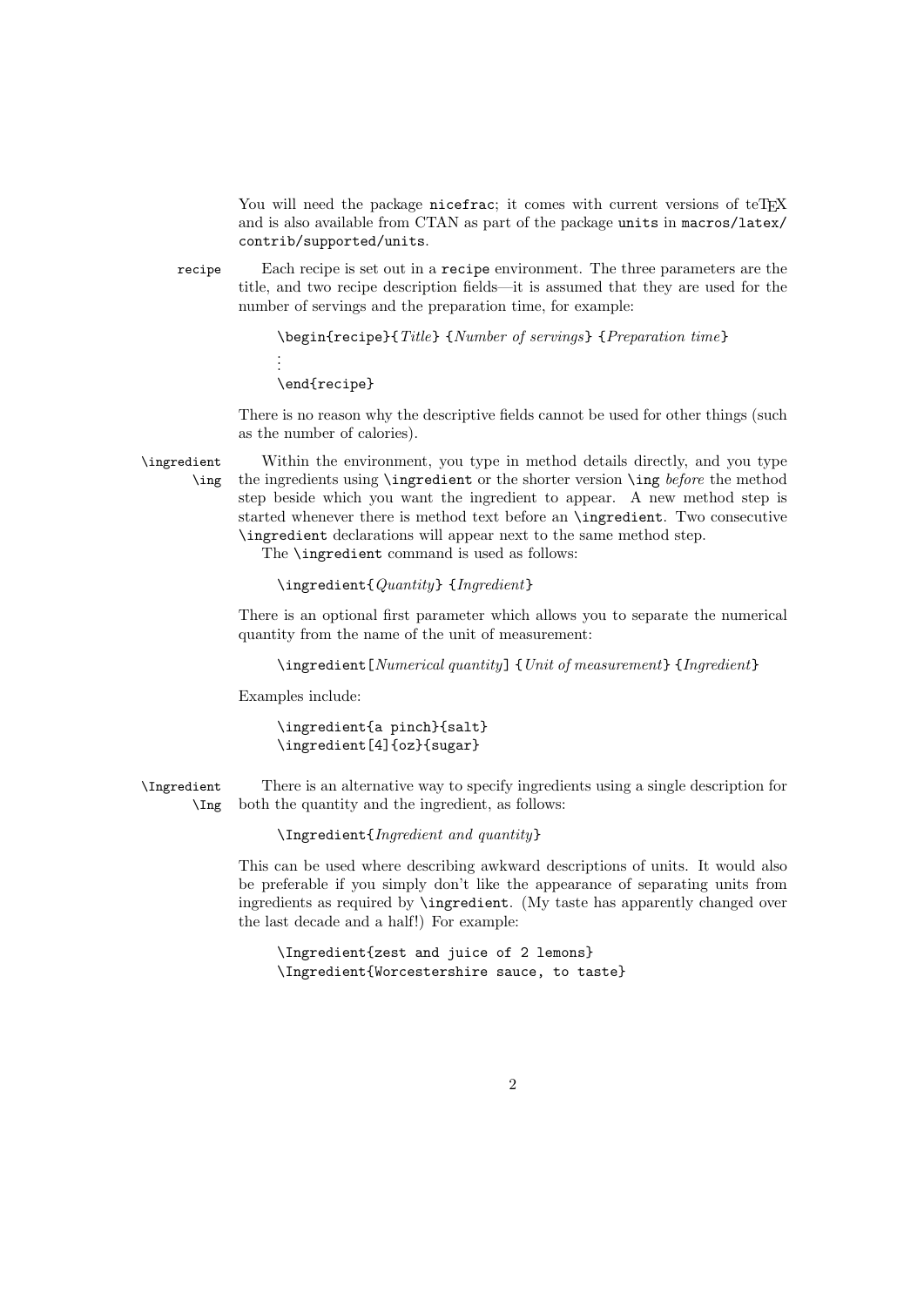You will need the package `nicefrac`; it comes with current versions of teTEX and is also available from CTAN as part of the package `units` in `macros/latex/contrib/supported/units`.

`recipe` Each recipe is set out in a `recipe` environment. The three parameters are the title, and two recipe description fields—it is assumed that they are used for the number of servings and the preparation time, for example:

```
\begin{recipe}{Title} {Number of servings} {Preparation time}
⋮
\end{recipe}
```

There is no reason why the descriptive fields cannot be used for other things (such as the number of calories).

`\ingredient` `\ing` Within the environment, you type in method details directly, and you type the ingredients using `\ingredient` or the shorter version `\ing` *before* the method step beside which you want the ingredient to appear. A new method step is started whenever there is method text before an `\ingredient`. Two consecutive `\ingredient` declarations will appear next to the same method step.

The `\ingredient` command is used as follows:

```
\ingredient{Quantity} {Ingredient}
```

There is an optional first parameter which allows you to separate the numerical quantity from the name of the unit of measurement:

```
\ingredient[Numerical quantity] {Unit of measurement} {Ingredient}
```

Examples include:

```
\ingredient{a pinch}{salt}
\ingredient[4]{oz}{sugar}
```

`\Ingredient` `\Ing` There is an alternative way to specify ingredients using a single description for both the quantity and the ingredient, as follows:

```
\Ingredient{Ingredient and quantity}
```

This can be used where describing awkward descriptions of units. It would also be preferable if you simply don't like the appearance of separating units from ingredients as required by `\ingredient`. (My taste has apparently changed over the last decade and a half!) For example:

```
\Ingredient{zest and juice of 2 lemons}
\Ingredient{Worcestershire sauce, to taste}
```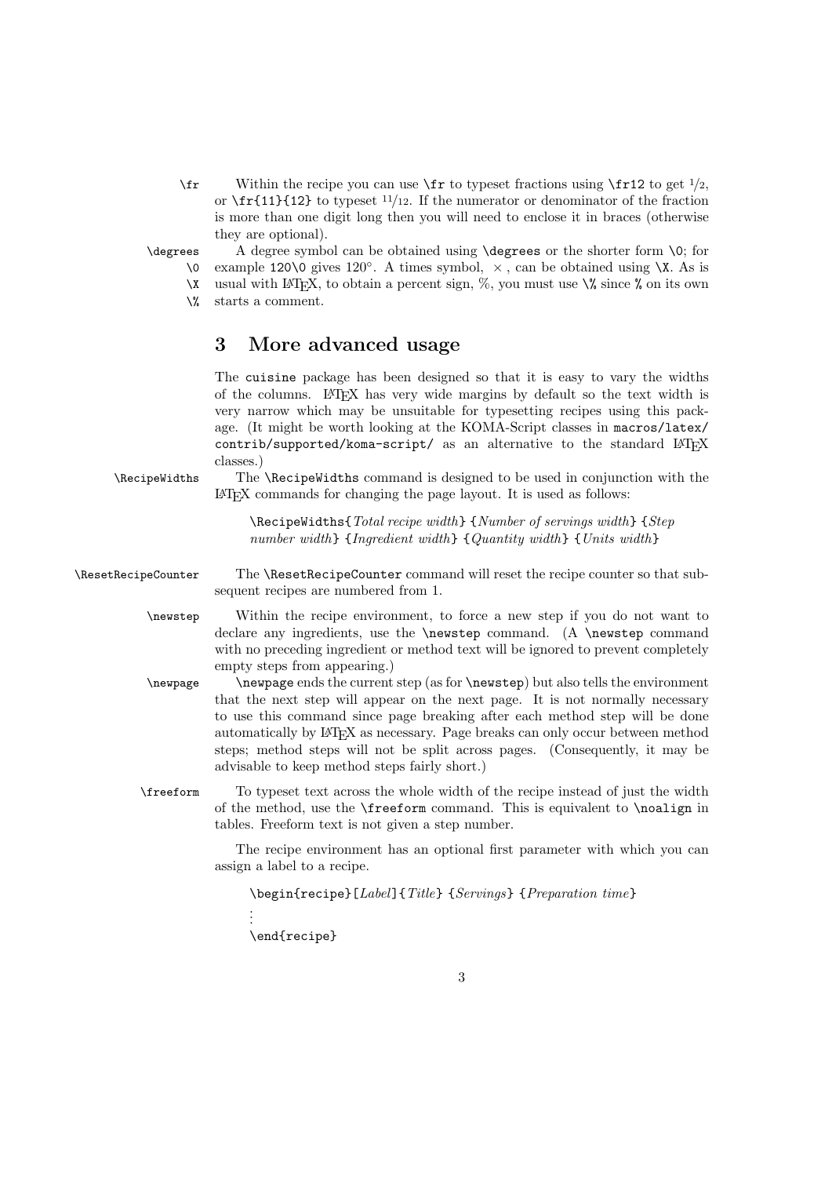`\fr` Within the recipe you can use `\fr` to typeset fractions using `\fr12` to get 1/2, or `\fr{11}{12}` to typeset 11/12. If the numerator or denominator of the fraction is more than one digit long then you will need to enclose it in braces (otherwise they are optional).

`\degrees` `\0` `\X` `\%` A degree symbol can be obtained using `\degrees` or the shorter form `\0`; for example `120\0` gives 120°. A times symbol, ×, can be obtained using `\X`. As is usual with LaTeX, to obtain a percent sign, %, you must use `\%` since `%` on its own starts a comment.

## 3 More advanced usage

The `cuisine` package has been designed so that it is easy to vary the widths of the columns. LaTeX has very wide margins by default so the text width is very narrow which may be unsuitable for typesetting recipes using this package. (It might be worth looking at the KOMA-Script classes in `macros/latex/contrib/supported/koma-script/` as an alternative to the standard LaTeX classes.)

`\RecipeWidths` The `\RecipeWidths` command is designed to be used in conjunction with the LaTeX commands for changing the page layout. It is used as follows:

> `\RecipeWidths{`*Total recipe width*`}` `{`*Number of servings width*`}` `{`*Step number width*`}` `{`*Ingredient width*`}` `{`*Quantity width*`}` `{`*Units width*`}`

`\ResetRecipeCounter` The `\ResetRecipeCounter` command will reset the recipe counter so that subsequent recipes are numbered from 1.

`\newstep` Within the recipe environment, to force a new step if you do not want to declare any ingredients, use the `\newstep` command. (A `\newstep` command with no preceding ingredient or method text will be ignored to prevent completely empty steps from appearing.)

`\newpage` `\newpage` ends the current step (as for `\newstep`) but also tells the environment that the next step will appear on the next page. It is not normally necessary to use this command since page breaking after each method step will be done automatically by LaTeX as necessary. Page breaks can only occur between method steps; method steps will not be split across pages. (Consequently, it may be advisable to keep method steps fairly short.)

`\freeform` To typeset text across the whole width of the recipe instead of just the width of the method, use the `\freeform` command. This is equivalent to `\noalign` in tables. Freeform text is not given a step number.

The recipe environment has an optional first parameter with which you can assign a label to a recipe.

> `\begin{recipe}[`*Label*`]{`*Title*`}` `{`*Servings*`}` `{`*Preparation time*`}`
> ⋮
> `\end{recipe}`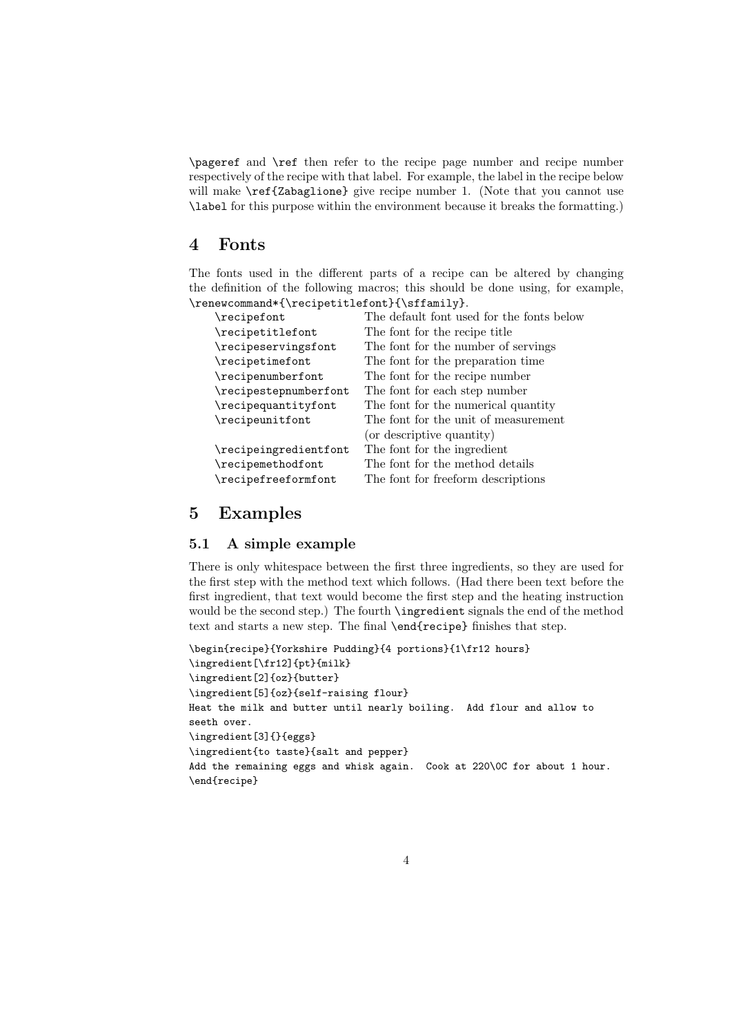\pageref and \ref then refer to the recipe page number and recipe number respectively of the recipe with that label. For example, the label in the recipe below will make \ref{Zabaglione} give recipe number 1. (Note that you cannot use \label for this purpose within the environment because it breaks the formatting.)

## 4 Fonts

The fonts used in the different parts of a recipe can be altered by changing the definition of the following macros; this should be done using, for example, \renewcommand*{\recipetitlefont}{\sffamily}.

| | |
|---|---|
| \recipefont | The default font used for the fonts below |
| \recipetitlefont | The font for the recipe title |
| \recipeservingsfont | The font for the number of servings |
| \recipetimefont | The font for the preparation time |
| \recipenumberfont | The font for the recipe number |
| \recipestepnumberfont | The font for each step number |
| \recipequantityfont | The font for the numerical quantity |
| \recipeunitfont | The font for the unit of measurement (or descriptive quantity) |
| \recipeingredientfont | The font for the ingredient |
| \recipemethodfont | The font for the method details |
| \recipefreeformfont | The font for freeform descriptions |

## 5 Examples

### 5.1 A simple example

There is only whitespace between the first three ingredients, so they are used for the first step with the method text which follows. (Had there been text before the first ingredient, that text would become the first step and the heating instruction would be the second step.) The fourth \ingredient signals the end of the method text and starts a new step. The final \end{recipe} finishes that step.

```
\begin{recipe}{Yorkshire Pudding}{4 portions}{1\fr12 hours}
\ingredient[\fr12]{pt}{milk}
\ingredient[2]{oz}{butter}
\ingredient[5]{oz}{self-raising flour}
Heat the milk and butter until nearly boiling.  Add flour and allow to
seeth over.
\ingredient[3]{}{eggs}
\ingredient{to taste}{salt and pepper}
Add the remaining eggs and whisk again.  Cook at 220\0C for about 1 hour.
\end{recipe}
```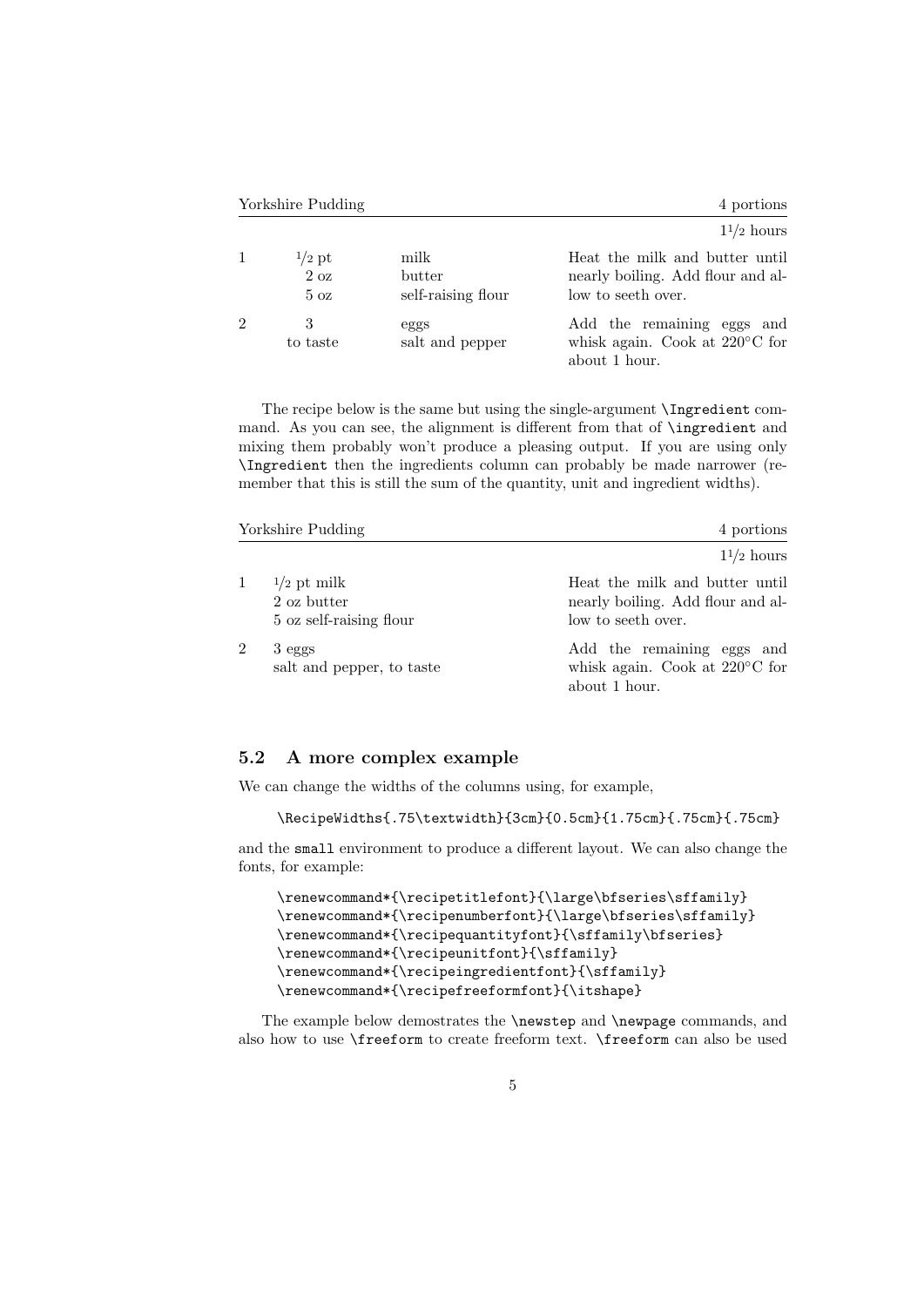| Yorkshire Pudding | | | 4 portions |
|---|---|---|---|
| | | | $1^1/_2$ hours |
| 1 | $^1/_2$ pt<br>2 oz<br>5 oz | milk<br>butter<br>self-raising flour | Heat the milk and butter until nearly boiling. Add flour and allow to seeth over. |
| 2 | 3<br>to taste | eggs<br>salt and pepper | Add the remaining eggs and whisk again. Cook at 220°C for about 1 hour. |

The recipe below is the same but using the single-argument `\Ingredient` command. As you can see, the alignment is different from that of `\ingredient` and mixing them probably won't produce a pleasing output. If you are using only `\Ingredient` then the ingredients column can probably be made narrower (remember that this is still the sum of the quantity, unit and ingredient widths).

| Yorkshire Pudding | | 4 portions |
|---|---|---|
| | | $1^1/_2$ hours |
| 1 | $^1/_2$ pt milk<br>2 oz butter<br>5 oz self-raising flour | Heat the milk and butter until nearly boiling. Add flour and allow to seeth over. |
| 2 | 3 eggs<br>salt and pepper, to taste | Add the remaining eggs and whisk again. Cook at 220°C for about 1 hour. |

## 5.2 A more complex example

We can change the widths of the columns using, for example,

```
\RecipeWidths{.75\textwidth}{3cm}{0.5cm}{1.75cm}{.75cm}{.75cm}
```

and the `small` environment to produce a different layout. We can also change the fonts, for example:

```
\renewcommand*{\recipetitlefont}{\large\bfseries\sffamily}
\renewcommand*{\recipenumberfont}{\large\bfseries\sffamily}
\renewcommand*{\recipequantityfont}{\sffamily\bfseries}
\renewcommand*{\recipeunitfont}{\sffamily}
\renewcommand*{\recipeingredientfont}{\sffamily}
\renewcommand*{\recipefreeformfont}{\itshape}
```

The example below demostrates the `\newstep` and `\newpage` commands, and also how to use `\freeform` to create freeform text. `\freeform` can also be used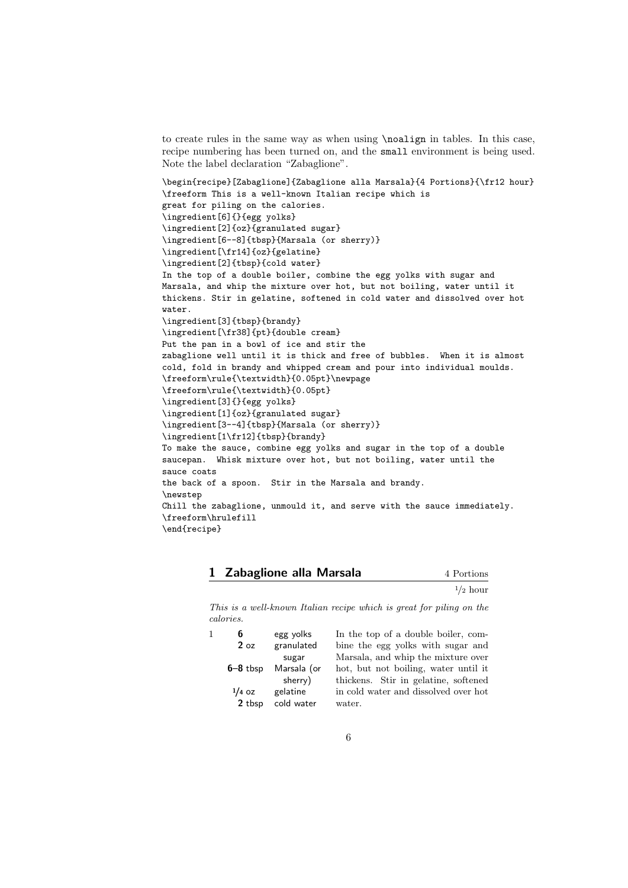to create rules in the same way as when using `\noalign` in tables. In this case, recipe numbering has been turned on, and the `small` environment is being used. Note the label declaration "Zabaglione".

```
\begin{recipe}[Zabaglione]{Zabaglione alla Marsala}{4 Portions}{\fr12 hour}
\freeform This is a well-known Italian recipe which is
great for piling on the calories.
\ingredient[6]{}{egg yolks}
\ingredient[2]{oz}{granulated sugar}
\ingredient[6--8]{tbsp}{Marsala (or sherry)}
\ingredient[\fr14]{oz}{gelatine}
\ingredient[2]{tbsp}{cold water}
In the top of a double boiler, combine the egg yolks with sugar and
Marsala, and whip the mixture over hot, but not boiling, water until it
thickens. Stir in gelatine, softened in cold water and dissolved over hot
water.
\ingredient[3]{tbsp}{brandy}
\ingredient[\fr38]{pt}{double cream}
Put the pan in a bowl of ice and stir the
zabaglione well until it is thick and free of bubbles.  When it is almost
cold, fold in brandy and whipped cream and pour into individual moulds.
\freeform\rule{\textwidth}{0.05pt}\newpage
\freeform\rule{\textwidth}{0.05pt}
\ingredient[3]{}{egg yolks}
\ingredient[1]{oz}{granulated sugar}
\ingredient[3--4]{tbsp}{Marsala (or sherry)}
\ingredient[1\fr12]{tbsp}{brandy}
To make the sauce, combine egg yolks and sugar in the top of a double
saucepan.  Whisk mixture over hot, but not boiling, water until the
sauce coats
the back of a spoon.  Stir in the Marsala and brandy.
\newstep
Chill the zabaglione, unmould it, and serve with the sauce immediately.
\freeform\hrulefill
\end{recipe}
```

## 1 Zabaglione alla Marsala

4 Portions

$^1/_2$ hour

*This is a well-known Italian recipe which is great for piling on the calories.*

| | | | |
|---|---|---|---|
| 1 | **6** | egg yolks | In the top of a double boiler, combine the egg yolks with sugar and Marsala, and whip the mixture over hot, but not boiling, water until it thickens. Stir in gelatine, softened in cold water and dissolved over hot water. |
| | **2** oz | granulated sugar | |
| | **6–8** tbsp | Marsala (or sherry) | |
| | **$^1/_4$** oz | gelatine | |
| | **2** tbsp | cold water | |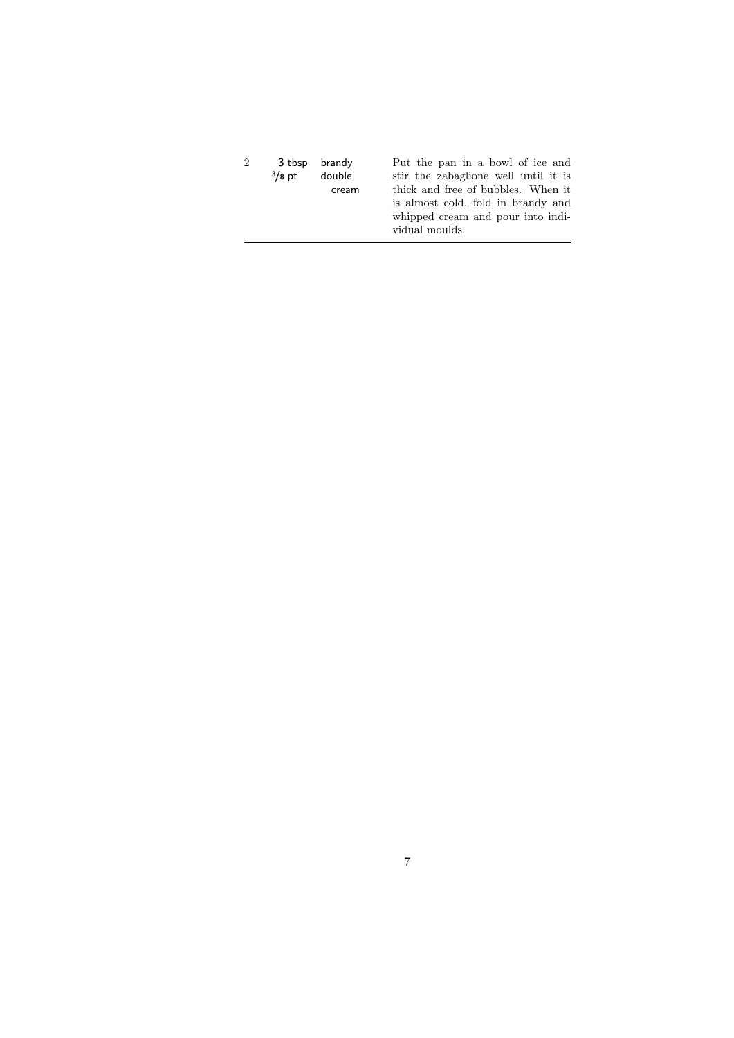| | | | |
|---|---|---|---|
| 2 | **3** tbsp<br>3/8 pt | brandy<br>double cream | Put the pan in a bowl of ice and stir the zabaglione well until it is thick and free of bubbles. When it is almost cold, fold in brandy and whipped cream and pour into individual moulds. |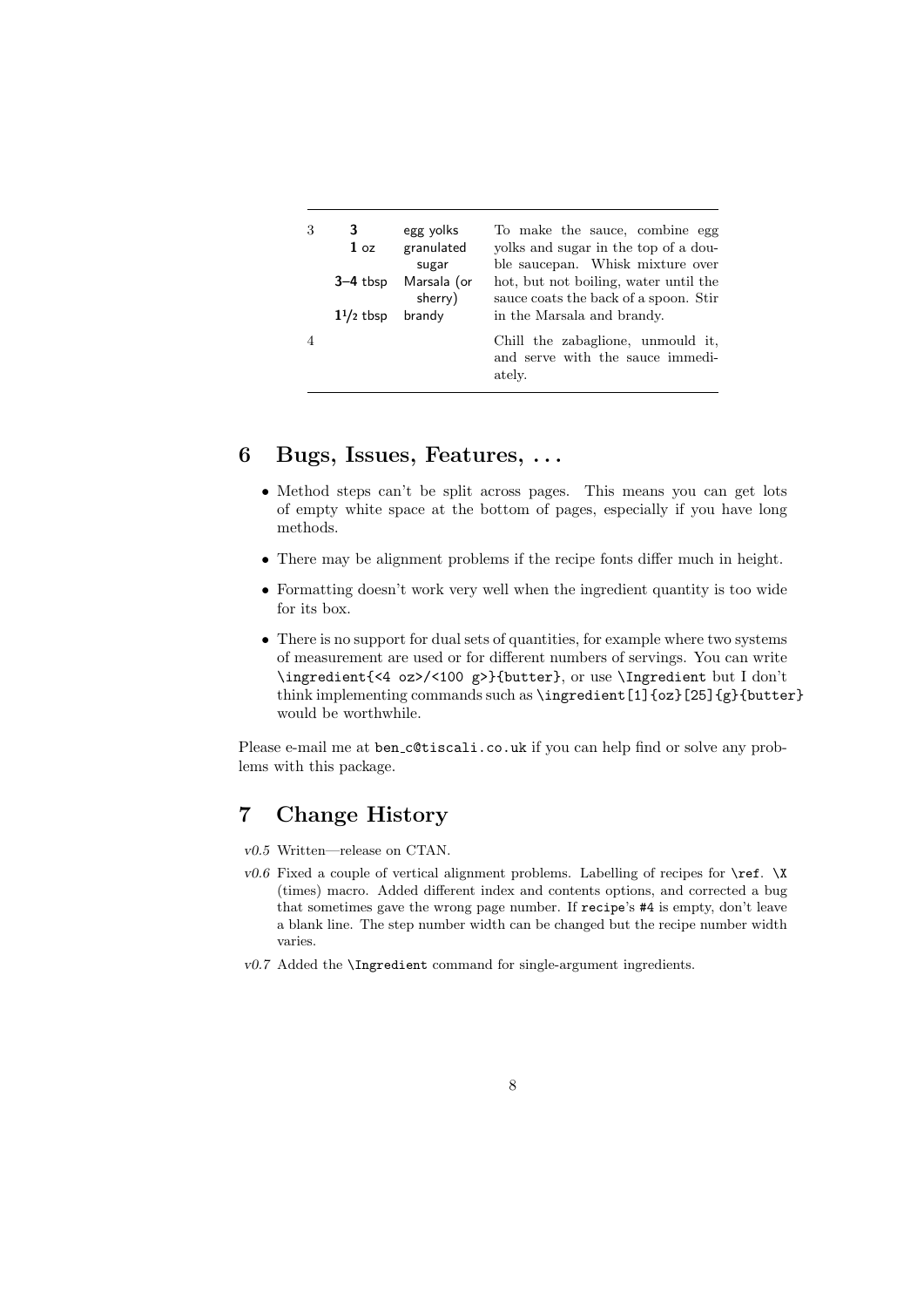| | | | |
|---|---|---|---|
| 3 | **3** | egg yolks | To make the sauce, combine egg yolks and sugar in the top of a double saucepan. Whisk mixture over hot, but not boiling, water until the sauce coats the back of a spoon. Stir in the Marsala and brandy. |
| | **1** oz | granulated sugar | |
| | **3–4** tbsp | Marsala (or sherry) | |
| | **1½** tbsp | brandy | |
| 4 | | | Chill the zabaglione, unmould it, and serve with the sauce immediately. |

## 6 Bugs, Issues, Features, ...

- Method steps can't be split across pages. This means you can get lots of empty white space at the bottom of pages, especially if you have long methods.
- There may be alignment problems if the recipe fonts differ much in height.
- Formatting doesn't work very well when the ingredient quantity is too wide for its box.
- There is no support for dual sets of quantities, for example where two systems of measurement are used or for different numbers of servings. You can write `\ingredient{<4 oz>/<100 g>}{butter}`, or use `\Ingredient` but I don't think implementing commands such as `\ingredient[1]{oz}[25]{g}{butter}` would be worthwhile.

Please e-mail me at `ben_c@tiscali.co.uk` if you can help find or solve any problems with this package.

## 7 Change History

*v0.5* Written—release on CTAN.

*v0.6* Fixed a couple of vertical alignment problems. Labelling of recipes for `\ref`. `\X` (times) macro. Added different index and contents options, and corrected a bug that sometimes gave the wrong page number. If `recipe`'s `#4` is empty, don't leave a blank line. The step number width can be changed but the recipe number width varies.

*v0.7* Added the `\Ingredient` command for single-argument ingredients.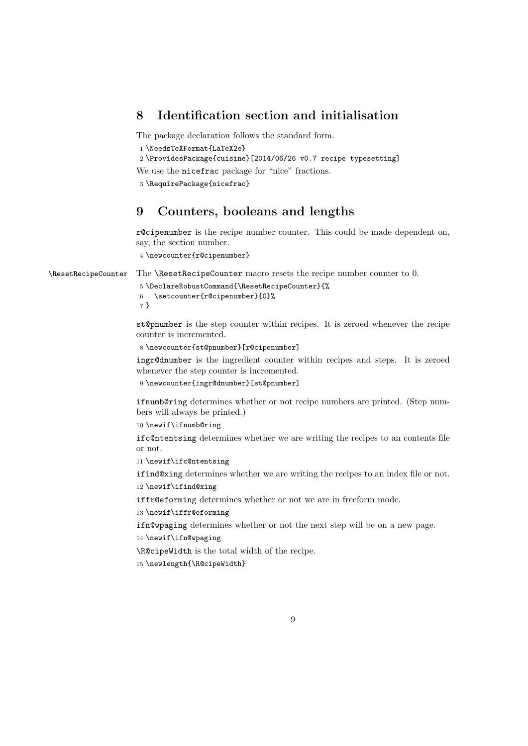## 8 Identification section and initialisation

The package declaration follows the standard form.

```
1 \NeedsTeXFormat{LaTeX2e}
2 \ProvidesPackage{cuisine}[2014/06/26 v0.7 recipe typesetting]
```

We use the `nicefrac` package for “nice” fractions.

```
3 \RequirePackage{nicefrac}
```

## 9 Counters, booleans and lengths

`r@cipenumber` is the recipe number counter. This could be made dependent on, say, the section number.

```
4 \newcounter{r@cipenumber}
```

`\ResetRecipeCounter` The `\ResetRecipeCounter` macro resets the recipe number counter to 0.

```
5 \DeclareRobustCommand{\ResetRecipeCounter}{%
6   \setcounter{r@cipenumber}{0}%
7 }
```

`st@pnumber` is the step counter within recipes. It is zeroed whenever the recipe counter is incremented.

```
8 \newcounter{st@pnumber}[r@cipenumber]
```

`ingr@dnumber` is the ingredient counter within recipes and steps. It is zeroed whenever the step counter is incremented.

```
9 \newcounter{ingr@dnumber}[st@pnumber]
```

`ifnumb@ring` determines whether or not recipe numbers are printed. (Step numbers will always be printed.)

```
10 \newif\ifnumb@ring
```

`ifc@ntentsing` determines whether we are writing the recipes to an contents file or not.

```
11 \newif\ifc@ntentsing
```

`ifind@xing` determines whether we are writing the recipes to an index file or not.

```
12 \newif\ifind@xing
```

`iffr@eforming` determines whether or not we are in freeform mode.

```
13 \newif\iffr@eforming
```

`ifn@wpaging` determines whether or not the next step will be on a new page.

```
14 \newif\ifn@wpaging
```

`\R@cipeWidth` is the total width of the recipe.

```
15 \newlength{\R@cipeWidth}
```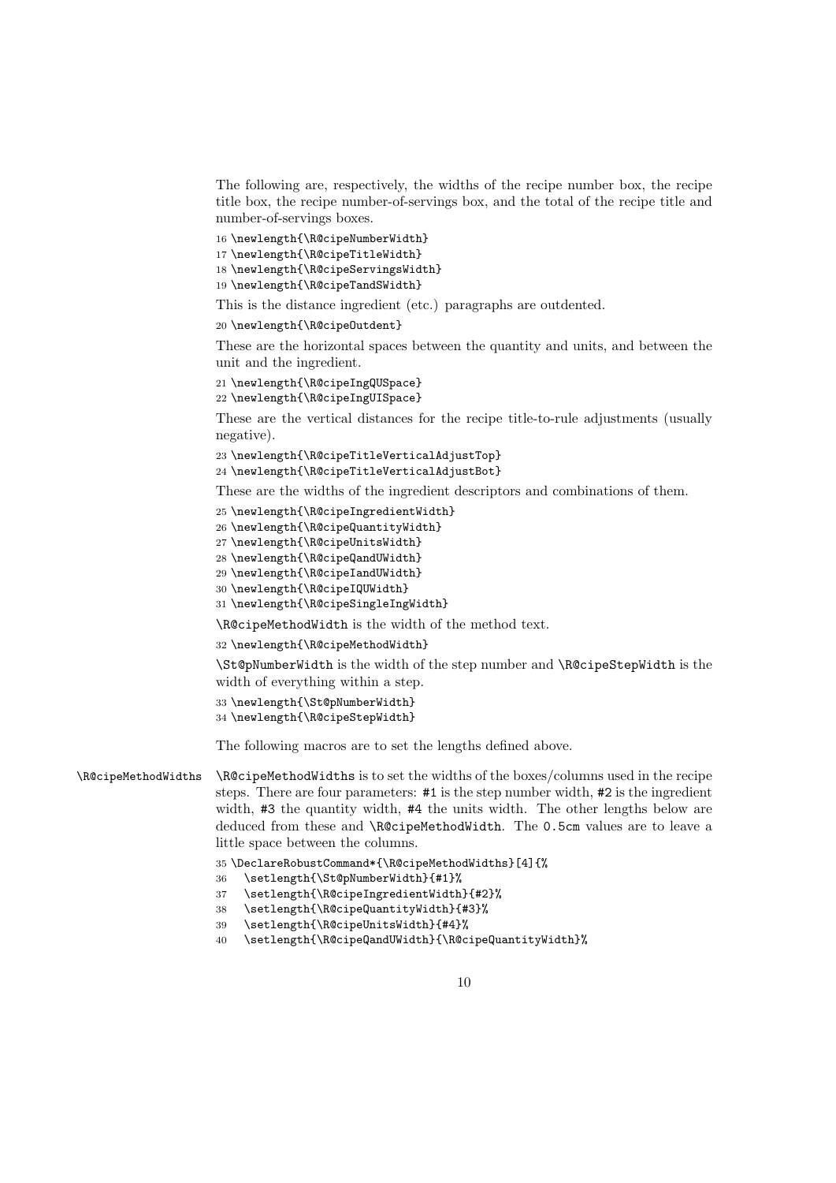The following are, respectively, the widths of the recipe number box, the recipe title box, the recipe number-of-servings box, and the total of the recipe title and number-of-servings boxes.

```
16 \newlength{\R@cipeNumberWidth}
17 \newlength{\R@cipeTitleWidth}
18 \newlength{\R@cipeServingsWidth}
19 \newlength{\R@cipeTandSWidth}
```

This is the distance ingredient (etc.) paragraphs are outdented.

```
20 \newlength{\R@cipeOutdent}
```

These are the horizontal spaces between the quantity and units, and between the unit and the ingredient.

```
21 \newlength{\R@cipeIngQUSpace}
22 \newlength{\R@cipeIngUISpace}
```

These are the vertical distances for the recipe title-to-rule adjustments (usually negative).

```
23 \newlength{\R@cipeTitleVerticalAdjustTop}
24 \newlength{\R@cipeTitleVerticalAdjustBot}
```

These are the widths of the ingredient descriptors and combinations of them.

```
25 \newlength{\R@cipeIngredientWidth}
26 \newlength{\R@cipeQuantityWidth}
27 \newlength{\R@cipeUnitsWidth}
28 \newlength{\R@cipeQandUWidth}
29 \newlength{\R@cipeIandUWidth}
30 \newlength{\R@cipeIQUWidth}
31 \newlength{\R@cipeSingleIngWidth}
```

`\R@cipeMethodWidth` is the width of the method text.

```
32 \newlength{\R@cipeMethodWidth}
```

`\St@pNumberWidth` is the width of the step number and `\R@cipeStepWidth` is the width of everything within a step.

```
33 \newlength{\St@pNumberWidth}
34 \newlength{\R@cipeStepWidth}
```

The following macros are to set the lengths defined above.

`\R@cipeMethodWidths`

`\R@cipeMethodWidths` is to set the widths of the boxes/columns used in the recipe steps. There are four parameters: `#1` is the step number width, `#2` is the ingredient width, `#3` the quantity width, `#4` the units width. The other lengths below are deduced from these and `\R@cipeMethodWidth`. The `0.5cm` values are to leave a little space between the columns.

```
35 \DeclareRobustCommand*{\R@cipeMethodWidths}[4]{%
36   \setlength{\St@pNumberWidth}{#1}%
37   \setlength{\R@cipeIngredientWidth}{#2}%
38   \setlength{\R@cipeQuantityWidth}{#3}%
39   \setlength{\R@cipeUnitsWidth}{#4}%
40   \setlength{\R@cipeQandUWidth}{\R@cipeQuantityWidth}%
```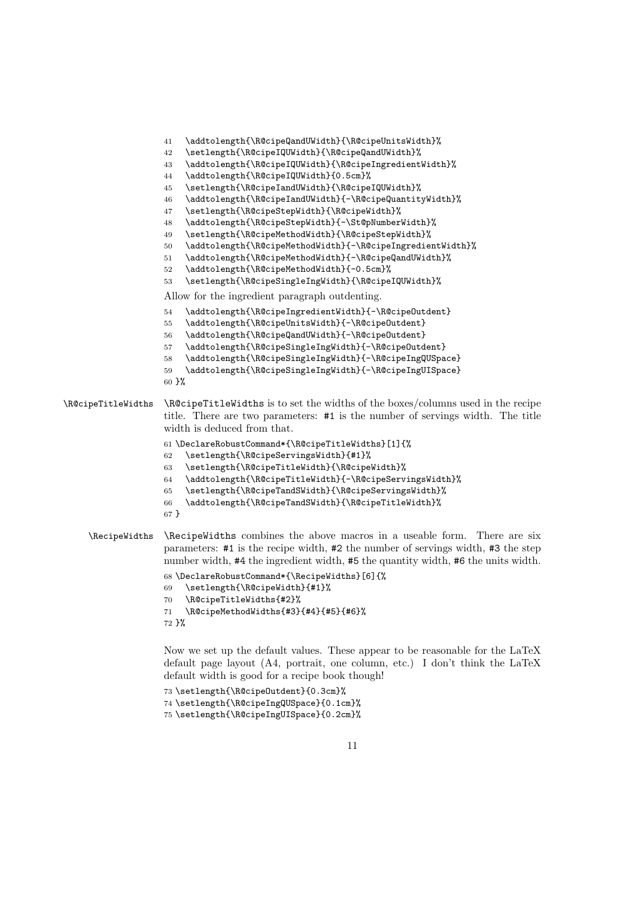```
41   \addtolength{\R@cipeQandUWidth}{\R@cipeUnitsWidth}%
42   \setlength{\R@cipeIQUWidth}{\R@cipeQandUWidth}%
43   \addtolength{\R@cipeIQUWidth}{\R@cipeIngredientWidth}%
44   \addtolength{\R@cipeIQUWidth}{0.5cm}%
45   \setlength{\R@cipeIandUWidth}{\R@cipeIQUWidth}%
46   \addtolength{\R@cipeIandUWidth}{-\R@cipeQuantityWidth}%
47   \setlength{\R@cipeStepWidth}{\R@cipeWidth}%
48   \addtolength{\R@cipeStepWidth}{-\St@pNumberWidth}%
49   \setlength{\R@cipeMethodWidth}{\R@cipeStepWidth}%
50   \addtolength{\R@cipeMethodWidth}{-\R@cipeIngredientWidth}%
51   \addtolength{\R@cipeMethodWidth}{-\R@cipeQandUWidth}%
52   \addtolength{\R@cipeMethodWidth}{-0.5cm}%
53   \setlength{\R@cipeSingleIngWidth}{\R@cipeIQUWidth}%
```

Allow for the ingredient paragraph outdenting.

```
54   \addtolength{\R@cipeIngredientWidth}{-\R@cipeOutdent}
55   \addtolength{\R@cipeUnitsWidth}{-\R@cipeOutdent}
56   \addtolength{\R@cipeQandUWidth}{-\R@cipeOutdent}
57   \addtolength{\R@cipeSingleIngWidth}{-\R@cipeOutdent}
58   \addtolength{\R@cipeSingleIngWidth}{-\R@cipeIngQUSpace}
59   \addtolength{\R@cipeSingleIngWidth}{-\R@cipeIngUISpace}
60 }%
```

\R@cipeTitleWidths

`\R@cipeTitleWidths` is to set the widths of the boxes/columns used in the recipe title. There are two parameters: `#1` is the number of servings width. The title width is deduced from that.

```
61 \DeclareRobustCommand*{\R@cipeTitleWidths}[1]{%
62   \setlength{\R@cipeServingsWidth}{#1}%
63   \setlength{\R@cipeTitleWidth}{\R@cipeWidth}%
64   \addtolength{\R@cipeTitleWidth}{-\R@cipeServingsWidth}%
65   \setlength{\R@cipeTandSWidth}{\R@cipeServingsWidth}%
66   \addtolength{\R@cipeTandSWidth}{\R@cipeTitleWidth}%
67 }
```

\RecipeWidths

`\RecipeWidths` combines the above macros in a useable form. There are six parameters: `#1` is the recipe width, `#2` the number of servings width, `#3` the step number width, `#4` the ingredient width, `#5` the quantity width, `#6` the units width.

```
68 \DeclareRobustCommand*{\RecipeWidths}[6]{%
69   \setlength{\R@cipeWidth}{#1}%
70   \R@cipeTitleWidths{#2}%
71   \R@cipeMethodWidths{#3}{#4}{#5}{#6}%
72 }%
```

Now we set up the default values. These appear to be reasonable for the LaTeX default page layout (A4, portrait, one column, etc.) I don't think the LaTeX default width is good for a recipe book though!

```
73 \setlength{\R@cipeOutdent}{0.3cm}%
74 \setlength{\R@cipeIngQUSpace}{0.1cm}%
75 \setlength{\R@cipeIngUISpace}{0.2cm}%
```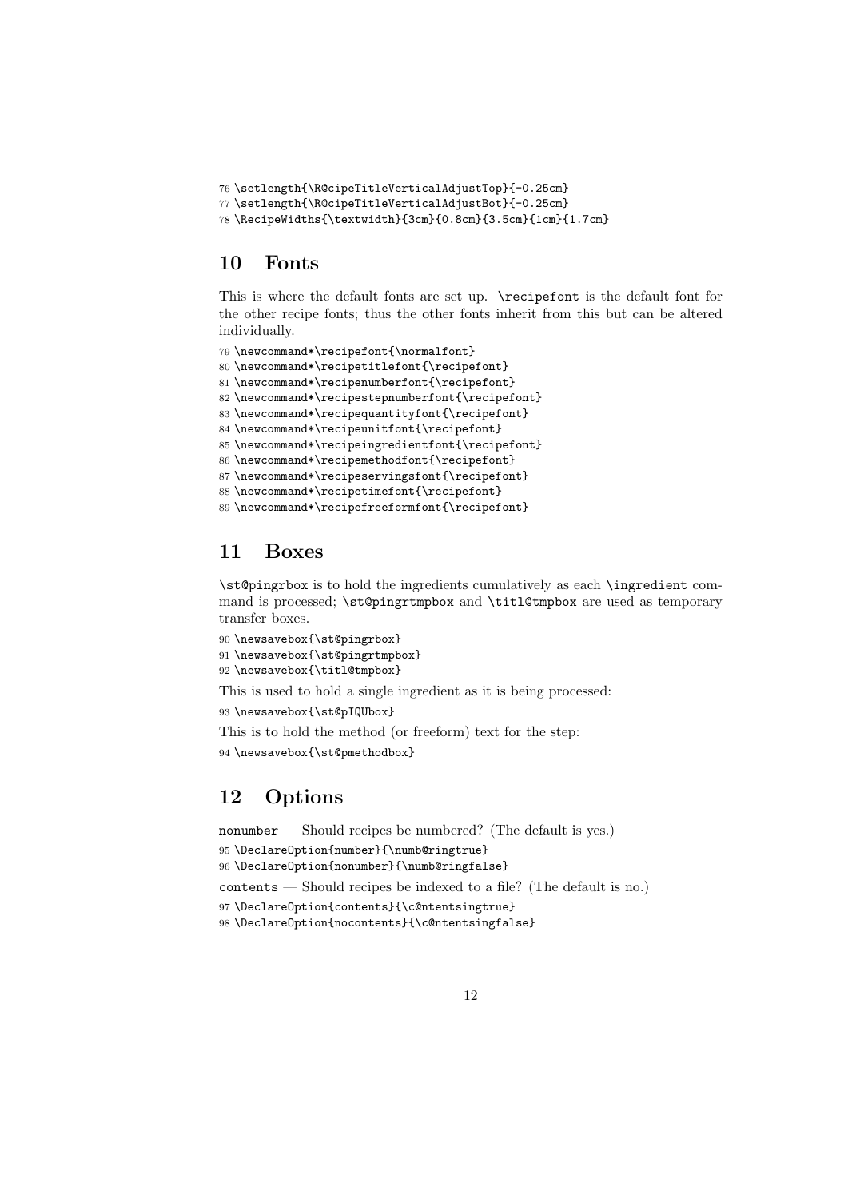```
76 \setlength{\R@cipeTitleVerticalAdjustTop}{-0.25cm}
77 \setlength{\R@cipeTitleVerticalAdjustBot}{-0.25cm}
78 \RecipeWidths{\textwidth}{3cm}{0.8cm}{3.5cm}{1cm}{1.7cm}
```

## 10 Fonts

This is where the default fonts are set up. `\recipefont` is the default font for the other recipe fonts; thus the other fonts inherit from this but can be altered individually.

```
79 \newcommand*\recipefont{\normalfont}
80 \newcommand*\recipetitlefont{\recipefont}
81 \newcommand*\recipenumberfont{\recipefont}
82 \newcommand*\recipestepnumberfont{\recipefont}
83 \newcommand*\recipequantityfont{\recipefont}
84 \newcommand*\recipeunitfont{\recipefont}
85 \newcommand*\recipeingredientfont{\recipefont}
86 \newcommand*\recipemethodfont{\recipefont}
87 \newcommand*\recipeservingsfont{\recipefont}
88 \newcommand*\recipetimefont{\recipefont}
89 \newcommand*\recipefreeformfont{\recipefont}
```

## 11 Boxes

`\st@pingrbox` is to hold the ingredients cumulatively as each `\ingredient` command is processed; `\st@pingrtmpbox` and `\titl@tmpbox` are used as temporary transfer boxes.

```
90 \newsavebox{\st@pingrbox}
91 \newsavebox{\st@pingrtmpbox}
92 \newsavebox{\titl@tmpbox}
```

This is used to hold a single ingredient as it is being processed:

```
93 \newsavebox{\st@pIQUbox}
```

This is to hold the method (or freeform) text for the step:

```
94 \newsavebox{\st@pmethodbox}
```

## 12 Options

`nonumber` — Should recipes be numbered? (The default is yes.)

```
95 \DeclareOption{number}{\numb@ringtrue}
96 \DeclareOption{nonumber}{\numb@ringfalse}
```

`contents` — Should recipes be indexed to a file? (The default is no.)

```
97 \DeclareOption{contents}{\c@ntentsingtrue}
98 \DeclareOption{nocontents}{\c@ntentsingfalse}
```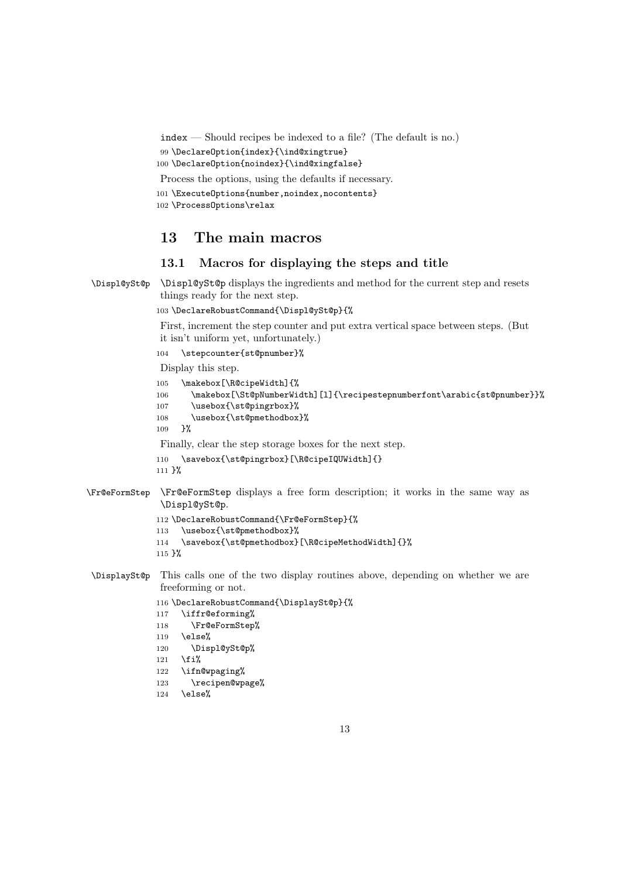`index` — Should recipes be indexed to a file? (The default is no.)

```
99 \DeclareOption{index}{\ind@xingtrue}
100 \DeclareOption{noindex}{\ind@xingfalse}
```

Process the options, using the defaults if necessary.

```
101 \ExecuteOptions{number,noindex,nocontents}
102 \ProcessOptions\relax
```

## 13 The main macros

### 13.1 Macros for displaying the steps and title

`\Displ@ySt@p` — `\Displ@ySt@p` displays the ingredients and method for the current step and resets things ready for the next step.

```
103 \DeclareRobustCommand{\Displ@ySt@p}{%
```

First, increment the step counter and put extra vertical space between steps. (But it isn't uniform yet, unfortunately.)

```
104   \stepcounter{st@pnumber}%
```

Display this step.

```
105   \makebox[\R@cipeWidth]{%
106     \makebox[\St@pNumberWidth][l]{\recipestepnumberfont\arabic{st@pnumber}}%
107     \usebox{\st@pingrbox}%
108     \usebox{\st@pmethodbox}%
109   }%
```

Finally, clear the step storage boxes for the next step.

```
110   \savebox{\st@pingrbox}[\R@cipeIQUWidth]{}
111 }%
```

`\Fr@eFormStep` — `\Fr@eFormStep` displays a free form description; it works in the same way as `\Displ@ySt@p`.

```
112 \DeclareRobustCommand{\Fr@eFormStep}{%
113   \usebox{\st@pmethodbox}%
114   \savebox{\st@pmethodbox}[\R@cipeMethodWidth]{}%
115 }%
```

`\DisplaySt@p` — This calls one of the two display routines above, depending on whether we are freeforming or not.

```
116 \DeclareRobustCommand{\DisplaySt@p}{%
117   \iffr@eforming%
118     \Fr@eFormStep%
119   \else%
120     \Displ@ySt@p%
121   \fi%
122   \ifn@wpaging%
123     \recipen@wpage%
124   \else%
```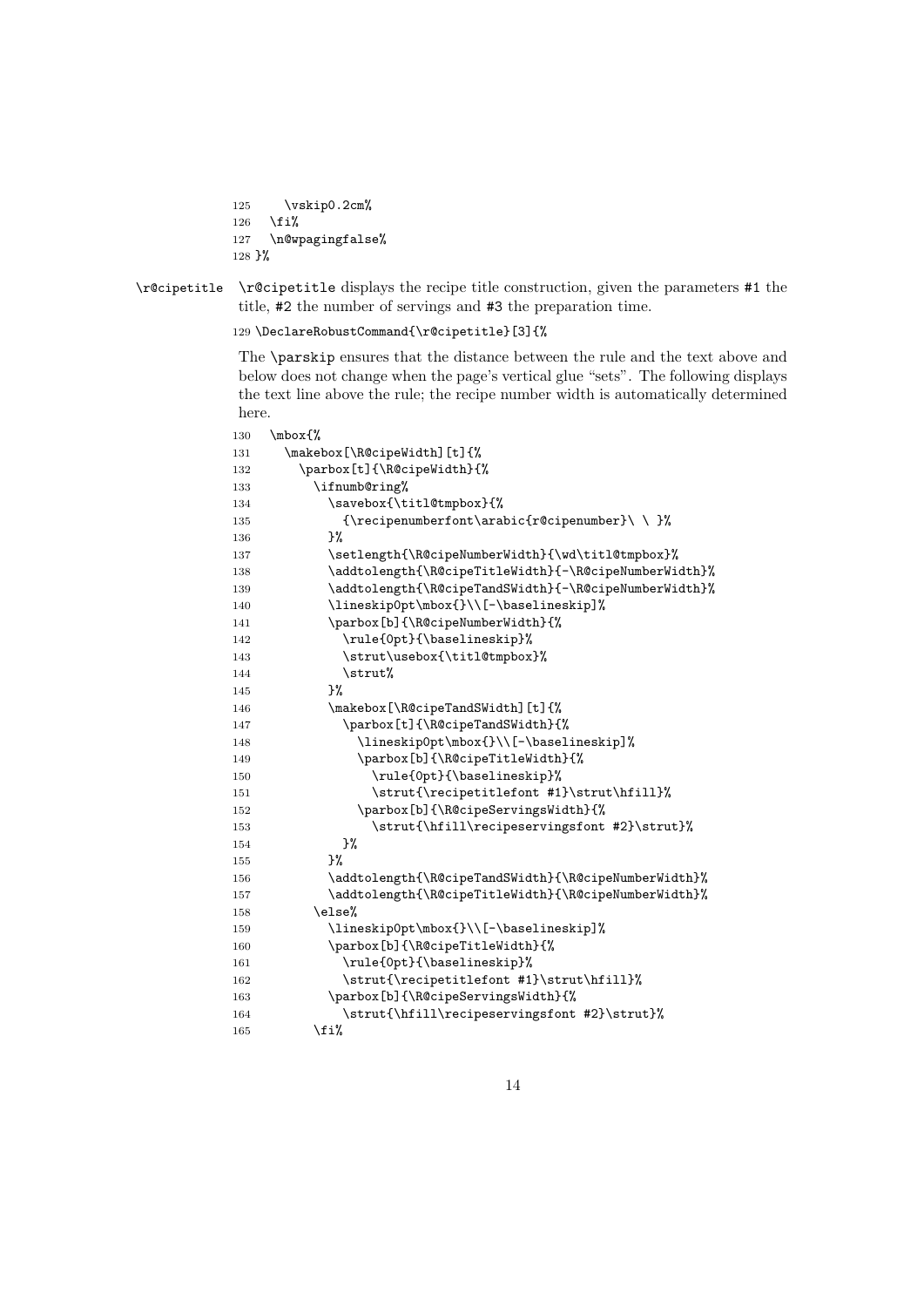```
125     \vskip0.2cm%
126   \fi%
127   \n@wpagingfalse%
128 }%
```

`\r@cipetitle` \r@cipetitle displays the recipe title construction, given the parameters #1 the title, #2 the number of servings and #3 the preparation time.

```
129 \DeclareRobustCommand{\r@cipetitle}[3]{%
```

The \parskip ensures that the distance between the rule and the text above and below does not change when the page's vertical glue "sets". The following displays the text line above the rule; the recipe number width is automatically determined here.

```
130   \mbox{%
131     \makebox[\R@cipeWidth][t]{%
132       \parbox[t]{\R@cipeWidth}{%
133         \ifnumb@ring%
134           \savebox{\titl@tmpbox}{%
135             {\recipenumberfont\arabic{r@cipenumber}\ \ }%
136           }%
137           \setlength{\R@cipeNumberWidth}{\wd\titl@tmpbox}%
138           \addtolength{\R@cipeTitleWidth}{-\R@cipeNumberWidth}%
139           \addtolength{\R@cipeTandSWidth}{-\R@cipeNumberWidth}%
140           \lineskip0pt\mbox{}\\[-\baselineskip]%
141           \parbox[b]{\R@cipeNumberWidth}{%
142             \rule{0pt}{\baselineskip}%
143             \strut\usebox{\titl@tmpbox}%
144             \strut%
145           }%
146           \makebox[\R@cipeTandSWidth][t]{%
147             \parbox[t]{\R@cipeTandSWidth}{%
148               \lineskip0pt\mbox{}\\[-\baselineskip]%
149               \parbox[b]{\R@cipeTitleWidth}{%
150                 \rule{0pt}{\baselineskip}%
151                 \strut{\recipetitlefont #1}\strut\hfill}%
152               \parbox[b]{\R@cipeServingsWidth}{%
153                 \strut{\hfill\recipeservingsfont #2}\strut}%
154             }%
155           }%
156           \addtolength{\R@cipeTandSWidth}{\R@cipeNumberWidth}%
157           \addtolength{\R@cipeTitleWidth}{\R@cipeNumberWidth}%
158         \else%
159           \lineskip0pt\mbox{}\\[-\baselineskip]%
160           \parbox[b]{\R@cipeTitleWidth}{%
161             \rule{0pt}{\baselineskip}%
162             \strut{\recipetitlefont #1}\strut\hfill}%
163           \parbox[b]{\R@cipeServingsWidth}{%
164             \strut{\hfill\recipeservingsfont #2}\strut}%
165         \fi%
```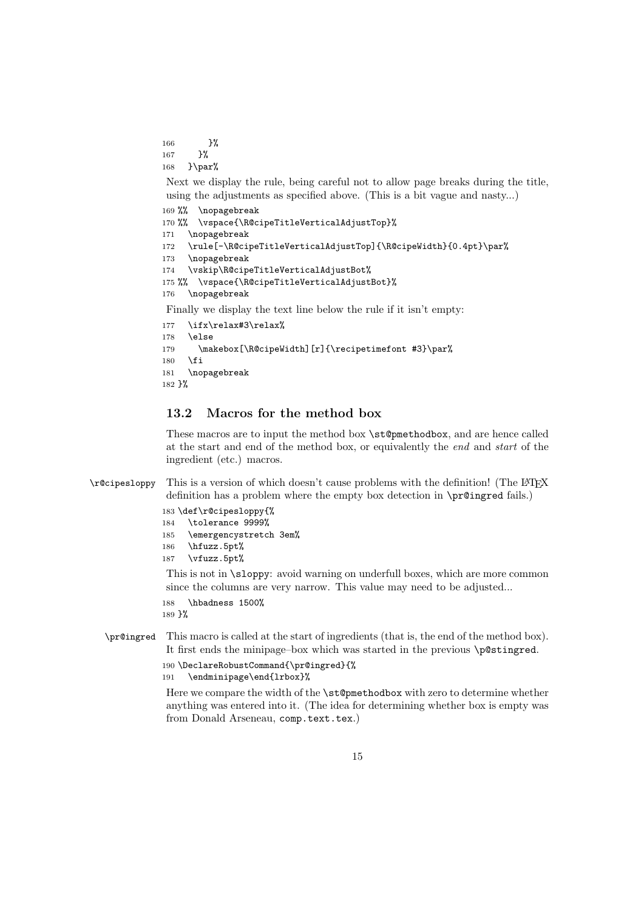```
166       }%
167     }%
168   }\par%
```

Next we display the rule, being careful not to allow page breaks during the title, using the adjustments as specified above. (This is a bit vague and nasty...)

```
169 %%  \nopagebreak
170 %%  \vspace{\R@cipeTitleVerticalAdjustTop}%
171   \nopagebreak
172   \rule[-\R@cipeTitleVerticalAdjustTop]{\R@cipeWidth}{0.4pt}\par%
173   \nopagebreak
174   \vskip\R@cipeTitleVerticalAdjustBot%
175 %%  \vspace{\R@cipeTitleVerticalAdjustBot}%
176   \nopagebreak
```

Finally we display the text line below the rule if it isn't empty:

```
177   \ifx\relax#3\relax%
178   \else
179     \makebox[\R@cipeWidth][r]{\recipetimefont #3}\par%
180   \fi
181   \nopagebreak
182 }%
```

## 13.2 Macros for the method box

These macros are to input the method box `\st@pmethodbox`, and are hence called at the start and end of the method box, or equivalently the *end* and *start* of the ingredient (etc.) macros.

`\r@cipesloppy` This is a version of which doesn't cause problems with the definition! (The LaTeX definition has a problem where the empty box detection in `\pr@ingred` fails.)

```
183 \def\r@cipesloppy{%
184   \tolerance 9999%
185   \emergencystretch 3em%
186   \hfuzz.5pt%
187   \vfuzz.5pt%
```

This is not in `\sloppy`: avoid warning on underfull boxes, which are more common since the columns are very narrow. This value may need to be adjusted...

```
188   \hbadness 1500%
189 }%
```

`\pr@ingred` This macro is called at the start of ingredients (that is, the end of the method box). It first ends the minipage–box which was started in the previous `\p@stingred`.

```
190 \DeclareRobustCommand{\pr@ingred}{%
191   \endminipage\end{lrbox}%
```

Here we compare the width of the `\st@pmethodbox` with zero to determine whether anything was entered into it. (The idea for determining whether box is empty was from Donald Arseneau, `comp.text.tex`.)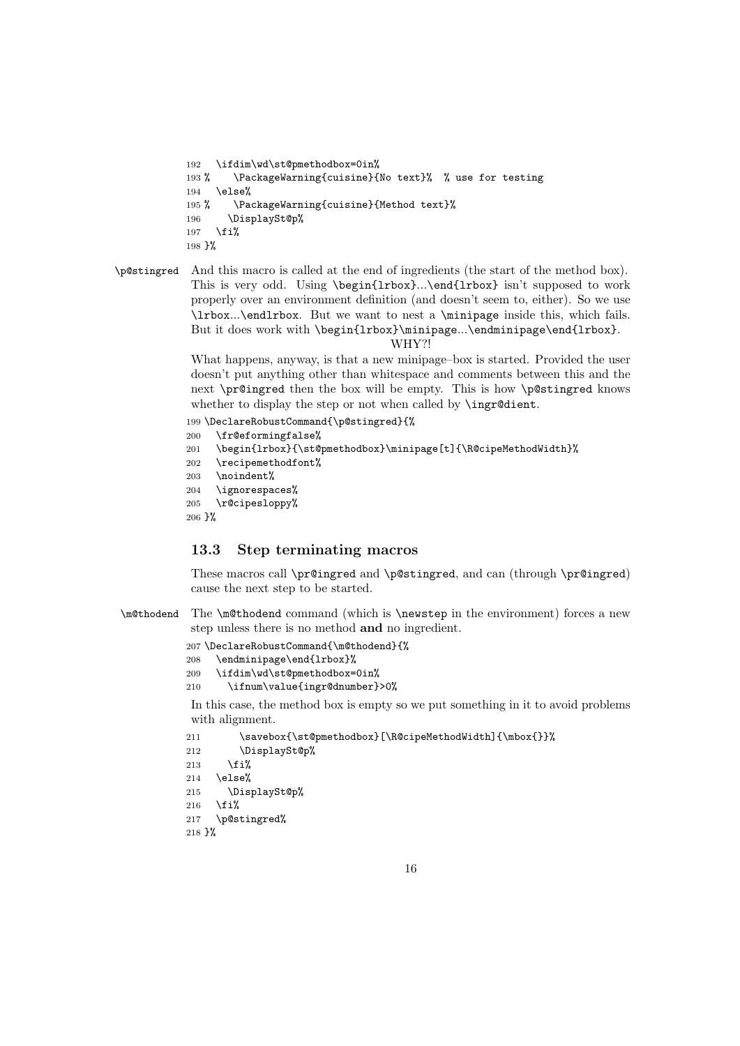```
192   \ifdim\wd\st@pmethodbox=0in%
193 %    \PackageWarning{cuisine}{No text}%  % use for testing
194   \else%
195 %    \PackageWarning{cuisine}{Method text}%
196     \DisplaySt@p%
197   \fi%
198 }%
```

`\p@stingred` And this macro is called at the end of ingredients (the start of the method box). This is very odd. Using `\begin{lrbox}...\end{lrbox}` isn't supposed to work properly over an environment definition (and doesn't seem to, either). So we use `\lrbox...\endlrbox`. But we want to nest a `\minipage` inside this, which fails. But it does work with `\begin{lrbox}\minipage...\endminipage\end{lrbox}`.

WHY?!

What happens, anyway, is that a new minipage–box is started. Provided the user doesn't put anything other than whitespace and comments between this and the next `\pr@ingred` then the box will be empty. This is how `\p@stingred` knows whether to display the step or not when called by `\ingr@dient`.

```
199 \DeclareRobustCommand{\p@stingred}{%
200   \fr@eformingfalse%
201   \begin{lrbox}{\st@pmethodbox}\minipage[t]{\R@cipeMethodWidth}%
202   \recipemethodfont%
203   \noindent%
204   \ignorespaces%
205   \r@cipesloppy%
206 }%
```

### 13.3 Step terminating macros

These macros call `\pr@ingred` and `\p@stingred`, and can (through `\pr@ingred`) cause the next step to be started.

`\m@thodend` The `\m@thodend` command (which is `\newstep` in the environment) forces a new step unless there is no method **and** no ingredient.

```
207 \DeclareRobustCommand{\m@thodend}{%
208   \endminipage\end{lrbox}%
209   \ifdim\wd\st@pmethodbox=0in%
210     \ifnum\value{ingr@dnumber}>0%
```

In this case, the method box is empty so we put something in it to avoid problems with alignment.

```
211       \savebox{\st@pmethodbox}[\R@cipeMethodWidth]{\mbox{}}%
212       \DisplaySt@p%
213     \fi%
214   \else%
215     \DisplaySt@p%
216   \fi%
217   \p@stingred%
218 }%
```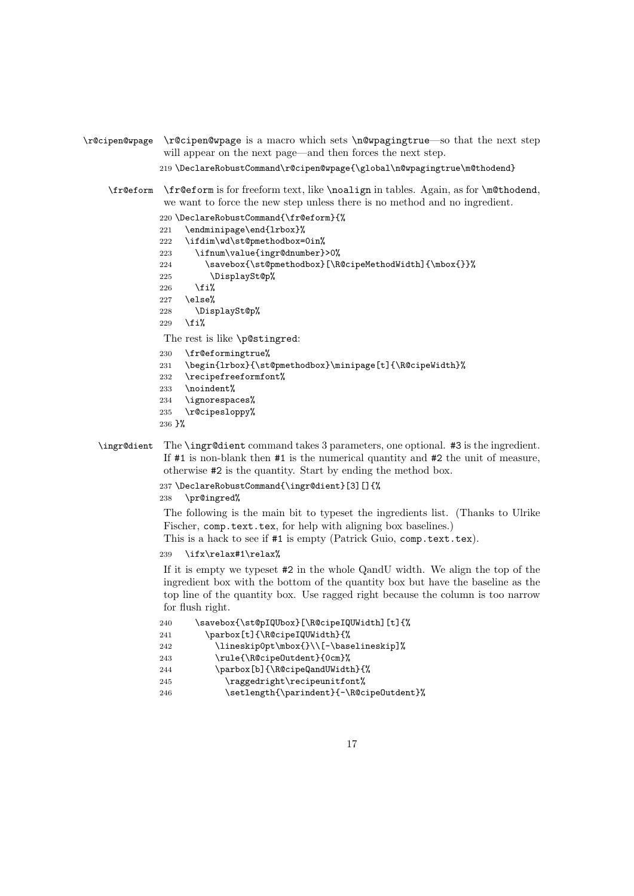`\r@cipen@wpage` `\r@cipen@wpage` is a macro which sets `\n@wpagingtrue`—so that the next step will appear on the next page—and then forces the next step.

```
219 \DeclareRobustCommand\r@cipen@wpage{\global\n@wpagingtrue\m@thodend}
```

`\fr@eform` `\fr@eform` is for freeform text, like `\noalign` in tables. Again, as for `\m@thodend`, we want to force the new step unless there is no method and no ingredient.

```
220 \DeclareRobustCommand{\fr@eform}{%
221   \endminipage\end{lrbox}%
222   \ifdim\wd\st@pmethodbox=0in%
223     \ifnum\value{ingr@dnumber}>0%
224       \savebox{\st@pmethodbox}[\R@cipeMethodWidth]{\mbox{}}%
225       \DisplaySt@p%
226     \fi%
227   \else%
228     \DisplaySt@p%
229   \fi%
```

The rest is like `\p@stingred`:

```
230   \fr@eformingtrue%
231   \begin{lrbox}{\st@pmethodbox}\minipage[t]{\R@cipeWidth}%
232   \recipefreeformfont%
233   \noindent%
234   \ignorespaces%
235   \r@cipesloppy%
236 }%
```

`\ingr@dient` The `\ingr@dient` command takes 3 parameters, one optional. `#3` is the ingredient. If `#1` is non-blank then `#1` is the numerical quantity and `#2` the unit of measure, otherwise `#2` is the quantity. Start by ending the method box.

```
237 \DeclareRobustCommand{\ingr@dient}[3][]{%
238   \pr@ingred%
```

The following is the main bit to typeset the ingredients list. (Thanks to Ulrike Fischer, `comp.text.tex`, for help with aligning box baselines.)

This is a hack to see if `#1` is empty (Patrick Guio, `comp.text.tex`).

```
239   \ifx\relax#1\relax%
```

If it is empty we typeset `#2` in the whole QandU width. We align the top of the ingredient box with the bottom of the quantity box but have the baseline as the top line of the quantity box. Use ragged right because the column is too narrow for flush right.

```
240     \savebox{\st@pIQUbox}[\R@cipeIQUWidth][t]{%
241       \parbox[t]{\R@cipeIQUWidth}{%
242         \lineskip0pt\mbox{}\\[-\baselineskip]%
243         \rule{\R@cipeOutdent}{0cm}%
244         \parbox[b]{\R@cipeQandUWidth}{%
245           \raggedright\recipeunitfont%
246           \setlength{\parindent}{-\R@cipeOutdent}%
```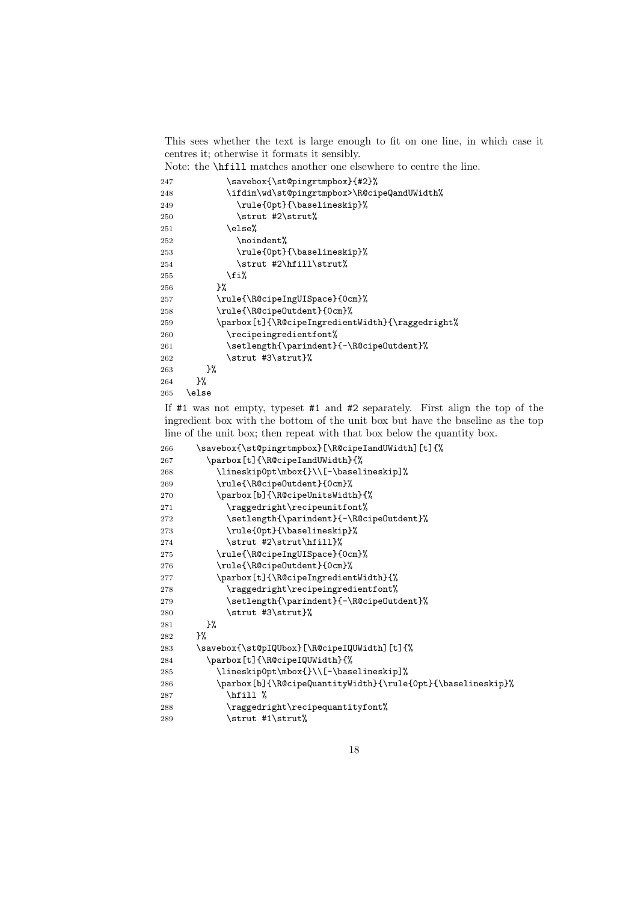This sees whether the text is large enough to fit on one line, in which case it centres it; otherwise it formats it sensibly.
Note: the \hfill matches another one elsewhere to centre the line.

```
247           \savebox{\st@pingrtmpbox}{#2}%
248           \ifdim\wd\st@pingrtmpbox>\R@cipeQandUWidth%
249             \rule{0pt}{\baselineskip}%
250             \strut #2\strut%
251           \else%
252             \noindent%
253             \rule{0pt}{\baselineskip}%
254             \strut #2\hfill\strut%
255           \fi%
256         }%
257         \rule{\R@cipeIngUISpace}{0cm}%
258         \rule{\R@cipeOutdent}{0cm}%
259         \parbox[t]{\R@cipeIngredientWidth}{\raggedright%
260           \recipeingredientfont%
261           \setlength{\parindent}{-\R@cipeOutdent}%
262           \strut #3\strut}%
263       }%
264     }%
265   \else
```

If #1 was not empty, typeset #1 and #2 separately. First align the top of the ingredient box with the bottom of the unit box but have the baseline as the top line of the unit box; then repeat with that box below the quantity box.

```
266     \savebox{\st@pingrtmpbox}[\R@cipeIandUWidth][t]{%
267       \parbox[t]{\R@cipeIandUWidth}{%
268         \lineskip0pt\mbox{}\\[-\baselineskip]%
269         \rule{\R@cipeOutdent}{0cm}%
270         \parbox[b]{\R@cipeUnitsWidth}{%
271           \raggedright\recipeunitfont%
272           \setlength{\parindent}{-\R@cipeOutdent}%
273           \rule{0pt}{\baselineskip}%
274           \strut #2\strut\hfill}%
275         \rule{\R@cipeIngUISpace}{0cm}%
276         \rule{\R@cipeOutdent}{0cm}%
277         \parbox[t]{\R@cipeIngredientWidth}{%
278           \raggedright\recipeingredientfont%
279           \setlength{\parindent}{-\R@cipeOutdent}%
280           \strut #3\strut}%
281       }%
282     }%
283     \savebox{\st@pIQUbox}[\R@cipeIQUWidth][t]{%
284       \parbox[t]{\R@cipeIQUWidth}{%
285         \lineskip0pt\mbox{}\\[-\baselineskip]%
286         \parbox[b]{\R@cipeQuantityWidth}{\rule{0pt}{\baselineskip}%
287           \hfill %
288           \raggedright\recipequantityfont%
289           \strut #1\strut%
```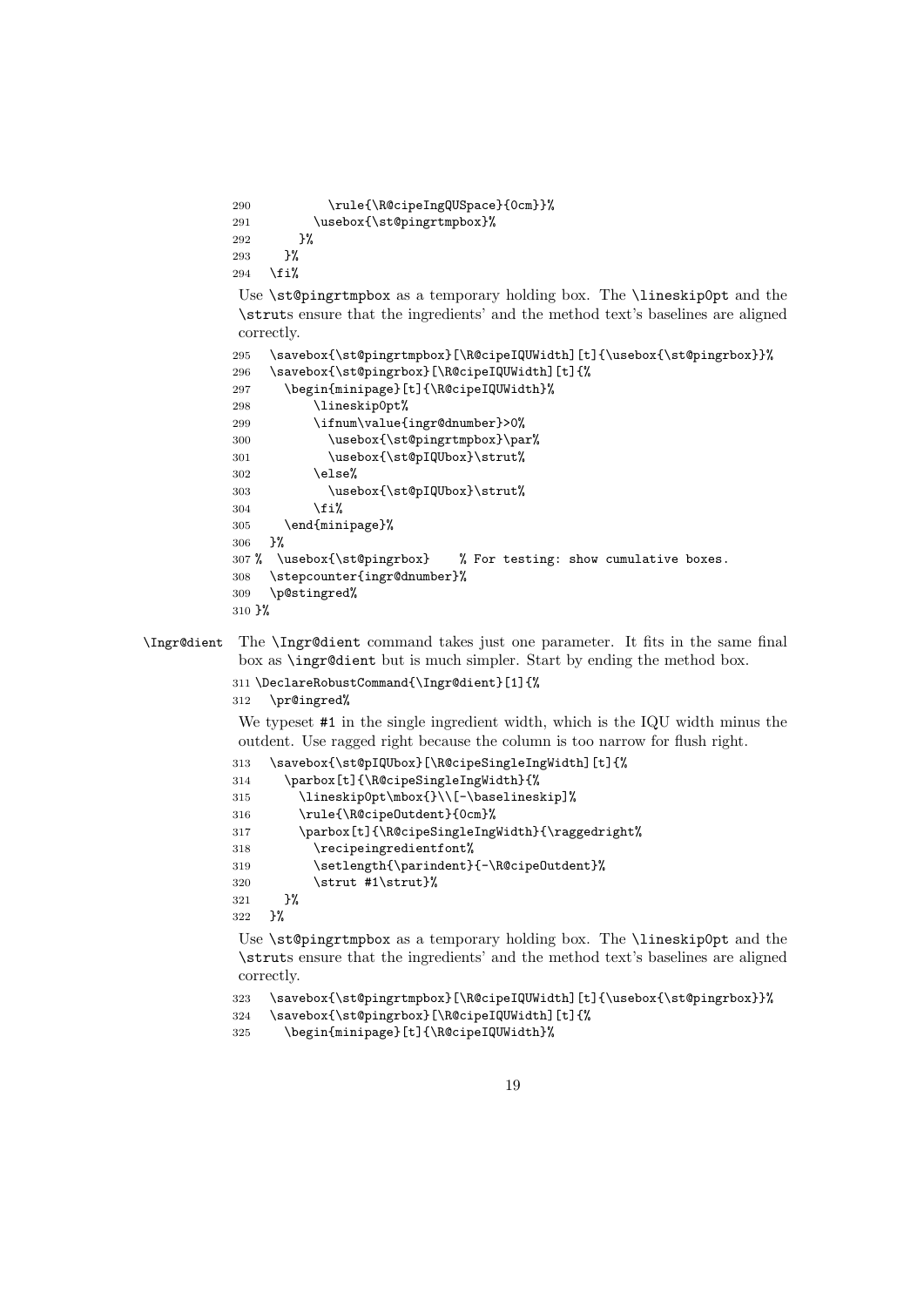```
290           \rule{\R@cipeIngQUSpace}{0cm}}%
291         \usebox{\st@pingrtmpbox}%
292       }%
293     }%
294   \fi%
```

Use `\st@pingrtmpbox` as a temporary holding box. The `\lineskip0pt` and the `\strut`s ensure that the ingredients' and the method text's baselines are aligned correctly.

```
295   \savebox{\st@pingrtmpbox}[\R@cipeIQUWidth][t]{\usebox{\st@pingrbox}}%
296   \savebox{\st@pingrbox}[\R@cipeIQUWidth][t]{%
297     \begin{minipage}[t]{\R@cipeIQUWidth}%
298         \lineskip0pt%
299         \ifnum\value{ingr@dnumber}>0%
300           \usebox{\st@pingrtmpbox}\par%
301           \usebox{\st@pIQUbox}\strut%
302         \else%
303           \usebox{\st@pIQUbox}\strut%
304         \fi%
305     \end{minipage}%
306   }%
307 %  \usebox{\st@pingrbox}    % For testing: show cumulative boxes.
308   \stepcounter{ingr@dnumber}%
309   \p@stingred%
310 }%
```

**`\Ingr@dient`** The `\Ingr@dient` command takes just one parameter. It fits in the same final box as `\ingr@dient` but is much simpler. Start by ending the method box.

```
311 \DeclareRobustCommand{\Ingr@dient}[1]{%
312   \pr@ingred%
```

We typeset `#1` in the single ingredient width, which is the IQU width minus the outdent. Use ragged right because the column is too narrow for flush right.

```
313   \savebox{\st@pIQUbox}[\R@cipeSingleIngWidth][t]{%
314     \parbox[t]{\R@cipeSingleIngWidth}{%
315       \lineskip0pt\mbox{}\\[-\baselineskip]%
316       \rule{\R@cipeOutdent}{0cm}%
317       \parbox[t]{\R@cipeSingleIngWidth}{\raggedright%
318         \recipeingredientfont%
319         \setlength{\parindent}{-\R@cipeOutdent}%
320         \strut #1\strut}%
321     }%
322   }%
```

Use `\st@pingrtmpbox` as a temporary holding box. The `\lineskip0pt` and the `\strut`s ensure that the ingredients' and the method text's baselines are aligned correctly.

```
323   \savebox{\st@pingrtmpbox}[\R@cipeIQUWidth][t]{\usebox{\st@pingrbox}}%
324   \savebox{\st@pingrbox}[\R@cipeIQUWidth][t]{%
325     \begin{minipage}[t]{\R@cipeIQUWidth}%
```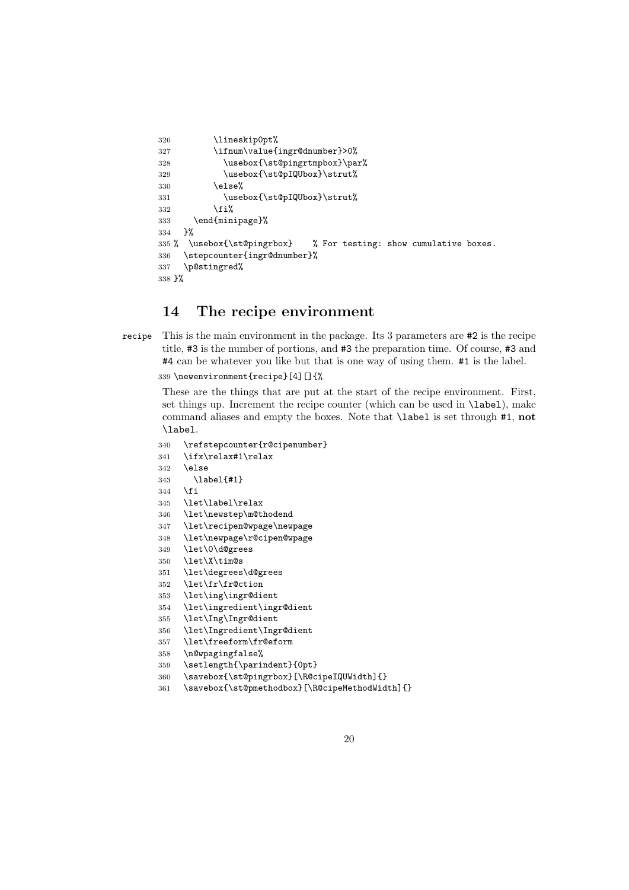```
326       \lineskip0pt%
327       \ifnum\value{ingr@dnumber}>0%
328         \usebox{\st@pingrtmpbox}\par%
329         \usebox{\st@pIQUbox}\strut%
330       \else%
331         \usebox{\st@pIQUbox}\strut%
332       \fi%
333     \end{minipage}%
334   }%
335 %  \usebox{\st@pingrbox}    % For testing: show cumulative boxes.
336   \stepcounter{ingr@dnumber}%
337   \p@stingred%
338 }%
```

## 14 The recipe environment

recipe This is the main environment in the package. Its 3 parameters are #2 is the recipe title, #3 is the number of portions, and #3 the preparation time. Of course, #3 and #4 can be whatever you like but that is one way of using them. #1 is the label.

```
339 \newenvironment{recipe}[4][]{%
```

These are the things that are put at the start of the recipe environment. First, set things up. Increment the recipe counter (which can be used in `\label`), make command aliases and empty the boxes. Note that `\label` is set through #1, **not** `\label`.

```
340   \refstepcounter{r@cipenumber}
341   \ifx\relax#1\relax
342   \else
343     \label{#1}
344   \fi
345   \let\label\relax
346   \let\newstep\m@thodend
347   \let\recipen@wpage\newpage
348   \let\newpage\r@cipen@wpage
349   \let\0\d@grees
350   \let\X\tim@s
351   \let\degrees\d@grees
352   \let\fr\fr@ction
353   \let\ing\ingr@dient
354   \let\ingredient\ingr@dient
355   \let\Ing\Ingr@dient
356   \let\Ingredient\Ingr@dient
357   \let\freeform\fr@eform
358   \n@wpagingfalse%
359   \setlength{\parindent}{0pt}
360   \savebox{\st@pingrbox}[\R@cipeIQUWidth]{}
361   \savebox{\st@pmethodbox}[\R@cipeMethodWidth]{}
```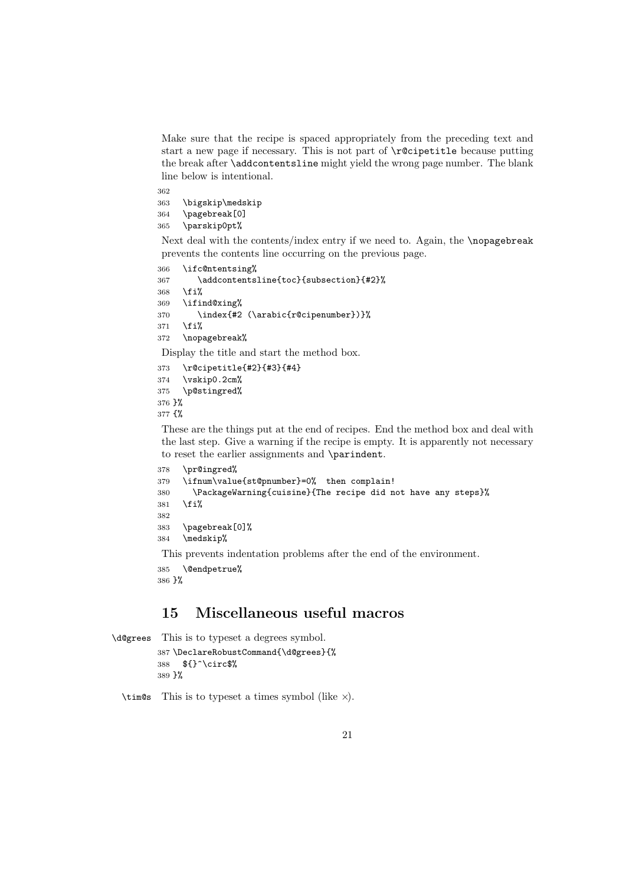Make sure that the recipe is spaced appropriately from the preceding text and start a new page if necessary. This is not part of `\r@cipetitle` because putting the break after `\addcontentsline` might yield the wrong page number. The blank line below is intentional.

```
362
363   \bigskip\medskip
364   \pagebreak[0]
365   \parskip0pt%
```

Next deal with the contents/index entry if we need to. Again, the `\nopagebreak` prevents the contents line occurring on the previous page.

```
366   \ifc@ntentsing%
367      \addcontentsline{toc}{subsection}{#2}%
368   \fi%
369   \ifind@xing%
370      \index{#2 (\arabic{r@cipenumber})}%
371   \fi%
372   \nopagebreak%
```

Display the title and start the method box.

```
373   \r@cipetitle{#2}{#3}{#4}
374   \vskip0.2cm%
375   \p@stingred%
376 }%
377 {%
```

These are the things put at the end of recipes. End the method box and deal with the last step. Give a warning if the recipe is empty. It is apparently not necessary to reset the earlier assignments and `\parindent`.

```
378   \pr@ingred%
379   \ifnum\value{st@pnumber}=0%  then complain!
380     \PackageWarning{cuisine}{The recipe did not have any steps}%
381   \fi%
382
383   \pagebreak[0]%
384   \medskip%
```

This prevents indentation problems after the end of the environment.

```
385   \@endpetrue%
386 }%
```

## 15 Miscellaneous useful macros

`\d@grees` This is to typeset a degrees symbol.

```
387 \DeclareRobustCommand{\d@grees}{%
388   ${}^\circ$%
389 }%
```

`\tim@s` This is to typeset a times symbol (like $\times$).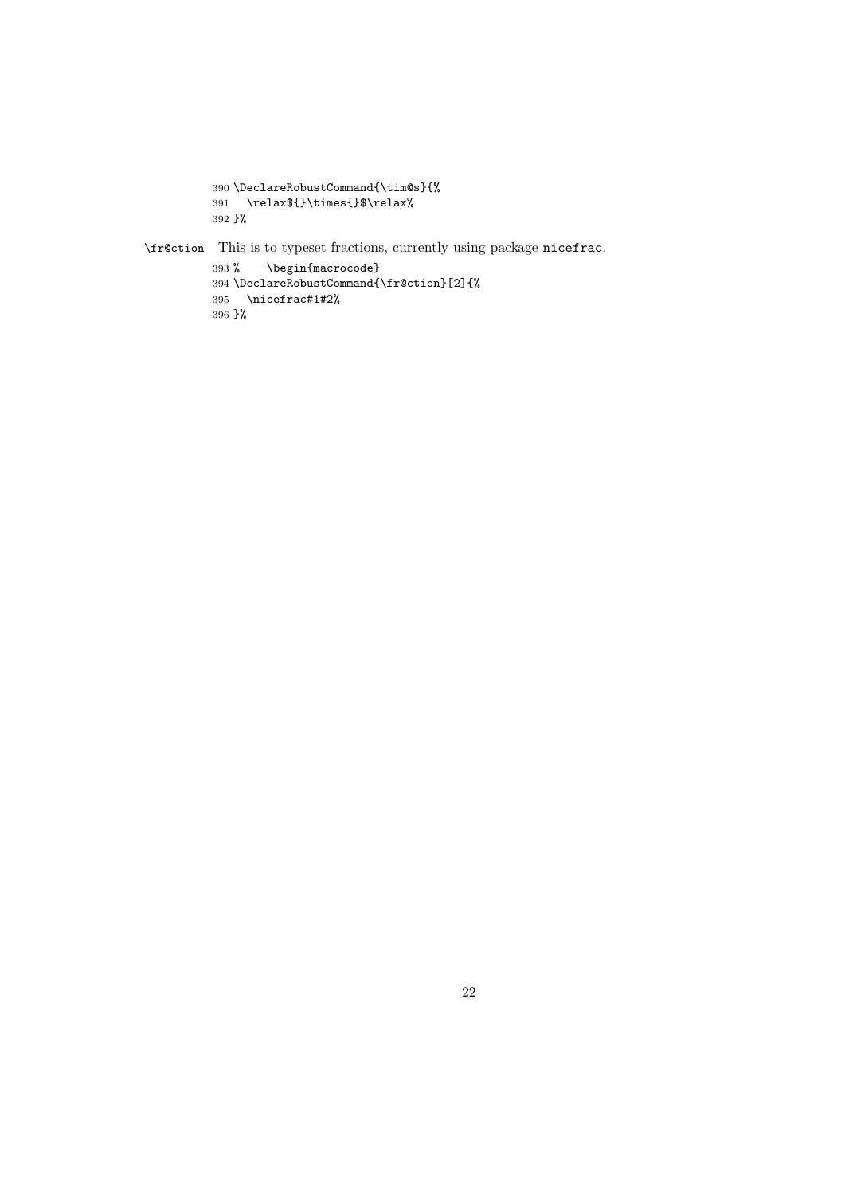```
390 \DeclareRobustCommand{\tim@s}{%
391   \relax${}\times{}$\relax%
392 }%
```

\fr@ction This is to typeset fractions, currently using package nicefrac.

```
393 %    \begin{macrocode}
394 \DeclareRobustCommand{\fr@ction}[2]{%
395   \nicefrac#1#2%
396 }%
```